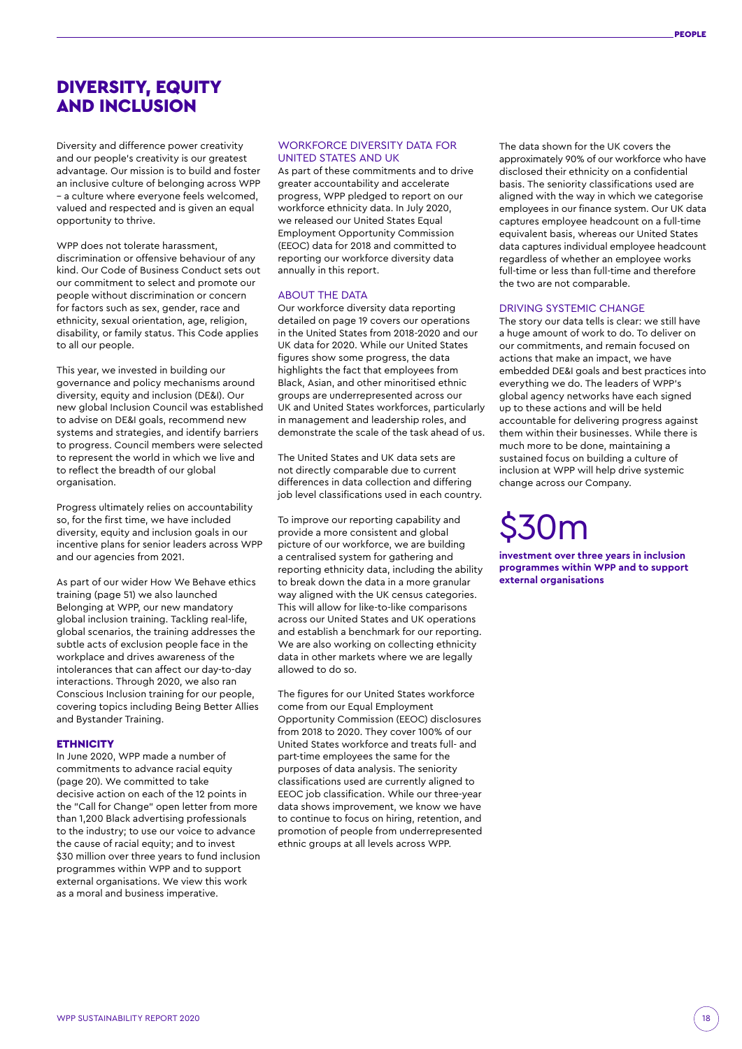# DIVERSITY, EQUITY AND INCLUSION

Diversity and difference power creativity and our people's creativity is our greatest advantage. Our mission is to build and foster an inclusive culture of belonging across WPP – a culture where everyone feels welcomed, valued and respected and is given an equal opportunity to thrive.

WPP does not tolerate harassment, discrimination or offensive behaviour of any kind. Our Code of Business Conduct sets out our commitment to select and promote our people without discrimination or concern for factors such as sex, gender, race and ethnicity, sexual orientation, age, religion, disability, or family status. This Code applies to all our people.

This year, we invested in building our governance and policy mechanisms around diversity, equity and inclusion (DE&I). Our new global Inclusion Council was established to advise on DE&I goals, recommend new systems and strategies, and identify barriers to progress. Council members were selected to represent the world in which we live and to reflect the breadth of our global organisation.

Progress ultimately relies on accountability so, for the first time, we have included diversity, equity and inclusion goals in our incentive plans for senior leaders across WPP and our agencies from 2021.

As part of our wider How We Behave ethics training (page 51) we also launched Belonging at WPP, our new mandatory global inclusion training. Tackling real-life, global scenarios, the training addresses the subtle acts of exclusion people face in the workplace and drives awareness of the intolerances that can affect our day-to-day interactions. Through 2020, we also ran Conscious Inclusion training for our people, covering topics including Being Better Allies and Bystander Training.

## ETHNICITY

In June 2020, WPP made a number of commitments to advance racial equity (page 20). We committed to take decisive action on each of the 12 points in the "Call for Change" open letter from more than 1,200 Black advertising professionals to the industry; to use our voice to advance the cause of racial equity; and to invest $30 million over three years to fund inclusion programmes within WPP and to support external organisations. We view this work as a moral and business imperative.

### WORKFORCE DIVERSITY DATA FOR UNITED STATES AND UK

As part of these commitments and to drive greater accountability and accelerate progress, WPP pledged to report on our workforce ethnicity data. In July 2020, we released our United States Equal Employment Opportunity Commission (EEOC) data for 2018 and committed to reporting our workforce diversity data annually in this report.

### ABOUT THE DATA

Our workforce diversity data reporting detailed on page 19 covers our operations in the United States from 2018-2020 and our UK data for 2020. While our United States figures show some progress, the data highlights the fact that employees from Black, Asian, and other minoritised ethnic groups are underrepresented across our UK and United States workforces, particularly in management and leadership roles, and demonstrate the scale of the task ahead of us.

The United States and UK data sets are not directly comparable due to current differences in data collection and differing job level classifications used in each country.

To improve our reporting capability and provide a more consistent and global picture of our workforce, we are building a centralised system for gathering and reporting ethnicity data, including the ability to break down the data in a more granular way aligned with the UK census categories. This will allow for like-to-like comparisons across our United States and UK operations and establish a benchmark for our reporting. We are also working on collecting ethnicity data in other markets where we are legally allowed to do so.

The figures for our United States workforce come from our Equal Employment Opportunity Commission (EEOC) disclosures from 2018 to 2020. They cover 100% of our United States workforce and treats full- and part-time employees the same for the purposes of data analysis. The seniority classifications used are currently aligned to EEOC job classification. While our three-year data shows improvement, we know we have to continue to focus on hiring, retention, and promotion of people from underrepresented ethnic groups at all levels across WPP.

The data shown for the UK covers the approximately 90% of our workforce who have disclosed their ethnicity on a confidential basis. The seniority classifications used are aligned with the way in which we categorise employees in our finance system. Our UK data captures employee headcount on a full-time equivalent basis, whereas our United States data captures individual employee headcount regardless of whether an employee works full-time or less than full-time and therefore the two are not comparable.

### DRIVING SYSTEMIC CHANGE

The story our data tells is clear: we still have a huge amount of work to do. To deliver on our commitments, and remain focused on actions that make an impact, we have embedded DE&I goals and best practices into everything we do. The leaders of WPP's global agency networks have each signed up to these actions and will be held accountable for delivering progress against them within their businesses. While there is much more to be done, maintaining a sustained focus on building a culture of inclusion at WPP will help drive systemic change across our Company.

$30m

**investment over three years in inclusion programmes within WPP and to support external organisations**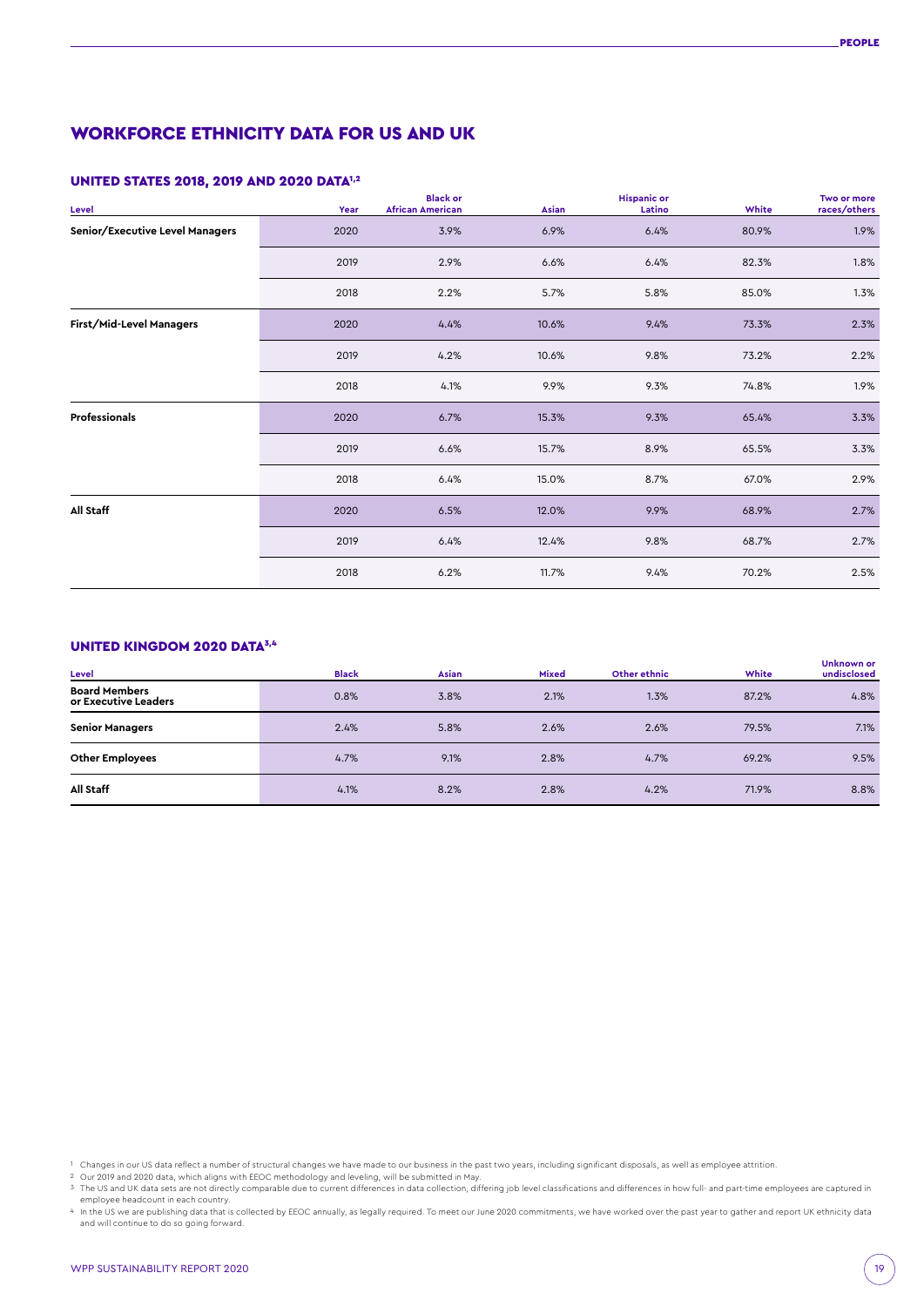# WORKFORCE ETHNICITY DATA FOR US AND UK

## UNITED STATES 2018, 2019 AND 2020 DATA[1,2]

| Level | Year | Black or African American | Asian | Hispanic or Latino | White | Two or more races/others |
|---|---|---|---|---|---|---|
| Senior/Executive Level Managers | 2020 | 3.9% | 6.9% | 6.4% | 80.9% | 1.9% |
| | 2019 | 2.9% | 6.6% | 6.4% | 82.3% | 1.8% |
| | 2018 | 2.2% | 5.7% | 5.8% | 85.0% | 1.3% |
| First/Mid-Level Managers | 2020 | 4.4% | 10.6% | 9.4% | 73.3% | 2.3% |
| | 2019 | 4.2% | 10.6% | 9.8% | 73.2% | 2.2% |
| | 2018 | 4.1% | 9.9% | 9.3% | 74.8% | 1.9% |
| Professionals | 2020 | 6.7% | 15.3% | 9.3% | 65.4% | 3.3% |
| | 2019 | 6.6% | 15.7% | 8.9% | 65.5% | 3.3% |
| | 2018 | 6.4% | 15.0% | 8.7% | 67.0% | 2.9% |
| All Staff | 2020 | 6.5% | 12.0% | 9.9% | 68.9% | 2.7% |
| | 2019 | 6.4% | 12.4% | 9.8% | 68.7% | 2.7% |
| | 2018 | 6.2% | 11.7% | 9.4% | 70.2% | 2.5% |

## UNITED KINGDOM 2020 DATA[3,4]

| Level | Black | Asian | Mixed | Other ethnic | White | Unknown or undisclosed |
|---|---|---|---|---|---|---|
| Board Members or Executive Leaders | 0.8% | 3.8% | 2.1% | 1.3% | 87.2% | 4.8% |
| Senior Managers | 2.4% | 5.8% | 2.6% | 2.6% | 79.5% | 7.1% |
| Other Employees | 4.7% | 9.1% | 2.8% | 4.7% | 69.2% | 9.5% |
| All Staff | 4.1% | 8.2% | 2.8% | 4.2% | 71.9% | 8.8% |

[1] Changes in our US data reflect a number of structural changes we have made to our business in the past two years, including significant disposals, as well as employee attrition.

[2] Our 2019 and 2020 data, which aligns with EEOC methodology and leveling, will be submitted in May.

[3] The US and UK data sets are not directly comparable due to current differences in data collection, differing job level classifications and differences in how full- and part-time employees are captured in employee headcount in each country.

[4] In the US we are publishing data that is collected by EEOC annually, as legally required. To meet our June 2020 commitments, we have worked over the past year to gather and report UK ethnicity data and will continue to do so going forward.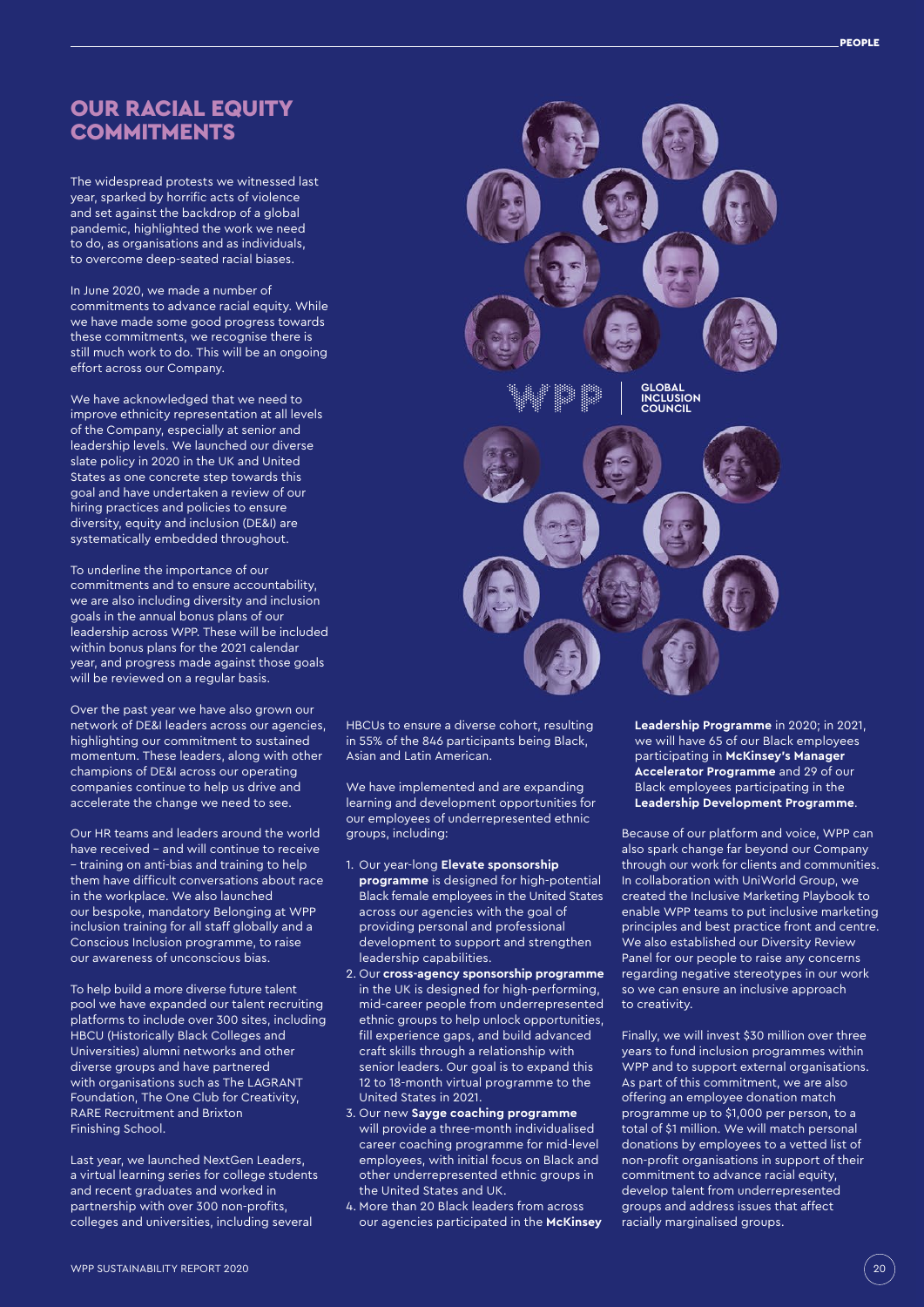# OUR RACIAL EQUITY COMMITMENTS

The widespread protests we witnessed last year, sparked by horrific acts of violence and set against the backdrop of a global pandemic, highlighted the work we need to do, as organisations and as individuals, to overcome deep-seated racial biases.

In June 2020, we made a number of commitments to advance racial equity. While we have made some good progress towards these commitments, we recognise there is still much work to do. This will be an ongoing effort across our Company.

We have acknowledged that we need to improve ethnicity representation at all levels of the Company, especially at senior and leadership levels. We launched our diverse slate policy in 2020 in the UK and United States as one concrete step towards this goal and have undertaken a review of our hiring practices and policies to ensure diversity, equity and inclusion (DE&I) are systematically embedded throughout.

To underline the importance of our commitments and to ensure accountability, we are also including diversity and inclusion goals in the annual bonus plans of our leadership across WPP. These will be included within bonus plans for the 2021 calendar year, and progress made against those goals will be reviewed on a regular basis.

Over the past year we have also grown our network of DE&I leaders across our agencies, highlighting our commitment to sustained momentum. These leaders, along with other champions of DE&I across our operating companies continue to help us drive and accelerate the change we need to see.

Our HR teams and leaders around the world have received – and will continue to receive – training on anti-bias and training to help them have difficult conversations about race in the workplace. We also launched our bespoke, mandatory Belonging at WPP inclusion training for all staff globally and a Conscious Inclusion programme, to raise our awareness of unconscious bias.

To help build a more diverse future talent pool we have expanded our talent recruiting platforms to include over 300 sites, including HBCU (Historically Black Colleges and Universities) alumni networks and other diverse groups and have partnered with organisations such as The LAGRANT Foundation, The One Club for Creativity, RARE Recruitment and Brixton Finishing School.

Last year, we launched NextGen Leaders, a virtual learning series for college students and recent graduates and worked in partnership with over 300 non-profits, colleges and universities, including several HBCUs to ensure a diverse cohort, resulting in 55% of the 846 participants being Black, Asian and Latin American.

WPP | GLOBAL INCLUSION COUNCIL

We have implemented and are expanding learning and development opportunities for our employees of underrepresented ethnic groups, including:

1. Our year-long **Elevate sponsorship programme** is designed for high-potential Black female employees in the United States across our agencies with the goal of providing personal and professional development to support and strengthen leadership capabilities.
2. Our **cross-agency sponsorship programme** in the UK is designed for high-performing, mid-career people from underrepresented ethnic groups to help unlock opportunities, fill experience gaps, and build advanced craft skills through a relationship with senior leaders. Our goal is to expand this 12 to 18-month virtual programme to the United States in 2021.
3. Our new **Sayge coaching programme** will provide a three-month individualised career coaching programme for mid-level employees, with initial focus on Black and other underrepresented ethnic groups in the United States and UK.
4. More than 20 Black leaders from across our agencies participated in the **McKinsey Leadership Programme** in 2020; in 2021, we will have 65 of our Black employees participating in **McKinsey's Manager Accelerator Programme** and 29 of our Black employees participating in the **Leadership Development Programme**.

Because of our platform and voice, WPP can also spark change far beyond our Company through our work for clients and communities. In collaboration with UniWorld Group, we created the Inclusive Marketing Playbook to enable WPP teams to put inclusive marketing principles and best practice front and centre. We also established our Diversity Review Panel for our people to raise any concerns regarding negative stereotypes in our work so we can ensure an inclusive approach to creativity.

Finally, we will invest $30 million over three years to fund inclusion programmes within WPP and to support external organisations. As part of this commitment, we are also offering an employee donation match programme up to $1,000 per person, to a total of $1 million. We will match personal donations by employees to a vetted list of non-profit organisations in support of their commitment to advance racial equity, develop talent from underrepresented groups and address issues that affect racially marginalised groups.